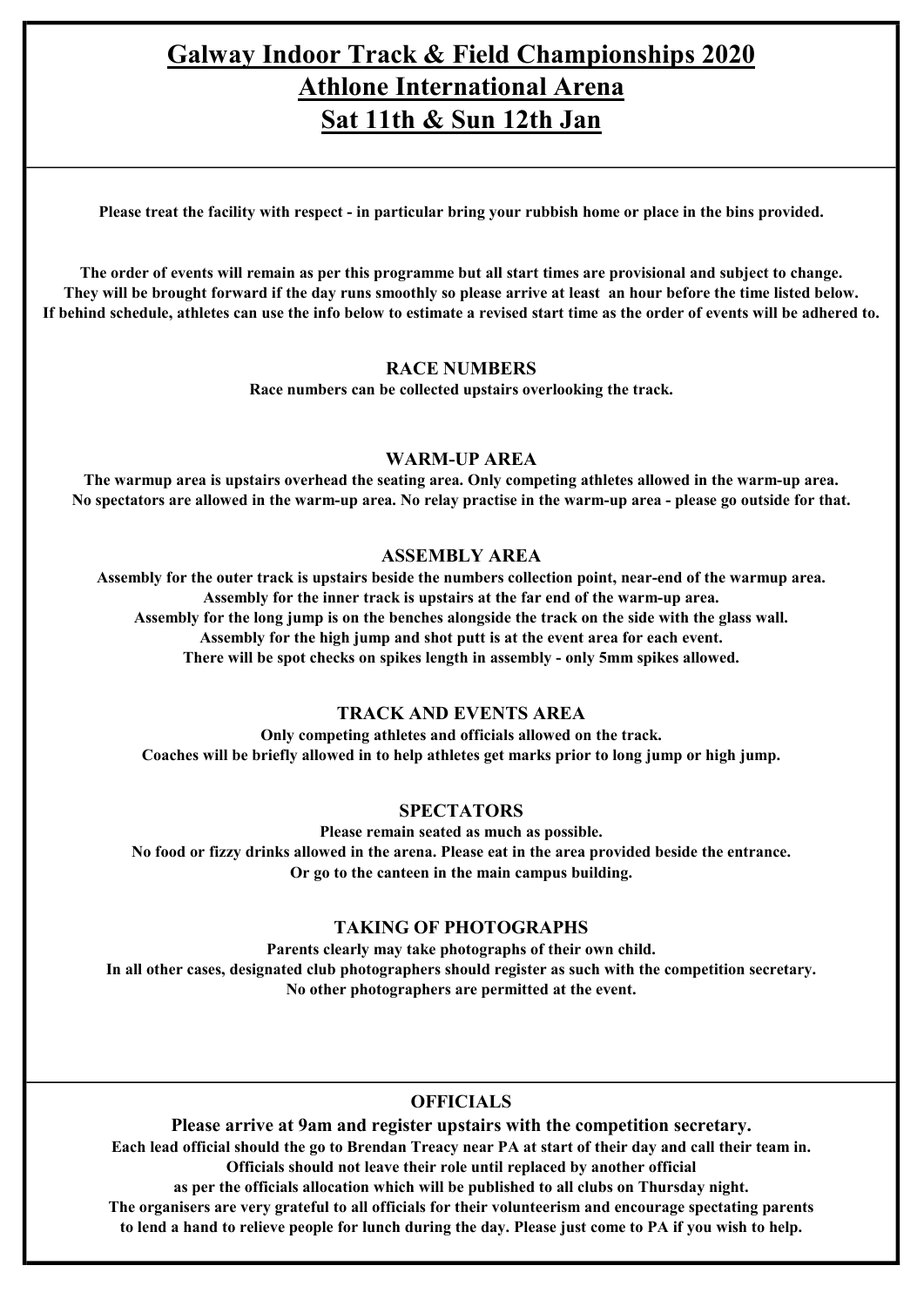# Galway Indoor Track & Field Championships 2020
# Athlone International Arena
# Sat 11th & Sun 12th Jan

**Please treat the facility with respect - in particular bring your rubbish home or place in the bins provided.**

**The order of events will remain as per this programme but all start times are provisional and subject to change. They will be brought forward if the day runs smoothly so please arrive at least an hour before the time listed below. If behind schedule, athletes can use the info below to estimate a revised start time as the order of events will be adhered to.**

### RACE NUMBERS

**Race numbers can be collected upstairs overlooking the track.**

### WARM-UP AREA

**The warmup area is upstairs overhead the seating area. Only competing athletes allowed in the warm-up area. No spectators are allowed in the warm-up area. No relay practise in the warm-up area - please go outside for that.**

### ASSEMBLY AREA

**Assembly for the outer track is upstairs beside the numbers collection point, near-end of the warmup area.**
**Assembly for the inner track is upstairs at the far end of the warm-up area.**
**Assembly for the long jump is on the benches alongside the track on the side with the glass wall.**
**Assembly for the high jump and shot putt is at the event area for each event.**
**There will be spot checks on spikes length in assembly - only 5mm spikes allowed.**

### TRACK AND EVENTS AREA

**Only competing athletes and officials allowed on the track.**
**Coaches will be briefly allowed in to help athletes get marks prior to long jump or high jump.**

### SPECTATORS

**Please remain seated as much as possible.**
**No food or fizzy drinks allowed in the arena. Please eat in the area provided beside the entrance.**
**Or go to the canteen in the main campus building.**

### TAKING OF PHOTOGRAPHS

**Parents clearly may take photographs of their own child.**
**In all other cases, designated club photographers should register as such with the competition secretary.**
**No other photographers are permitted at the event.**

### OFFICIALS

**Please arrive at 9am and register upstairs with the competition secretary.**
**Each lead official should the go to Brendan Treacy near PA at start of their day and call their team in.**
**Officials should not leave their role until replaced by another official**
**as per the officials allocation which will be published to all clubs on Thursday night.**
**The organisers are very grateful to all officials for their volunteerism and encourage spectating parents to lend a hand to relieve people for lunch during the day. Please just come to PA if you wish to help.**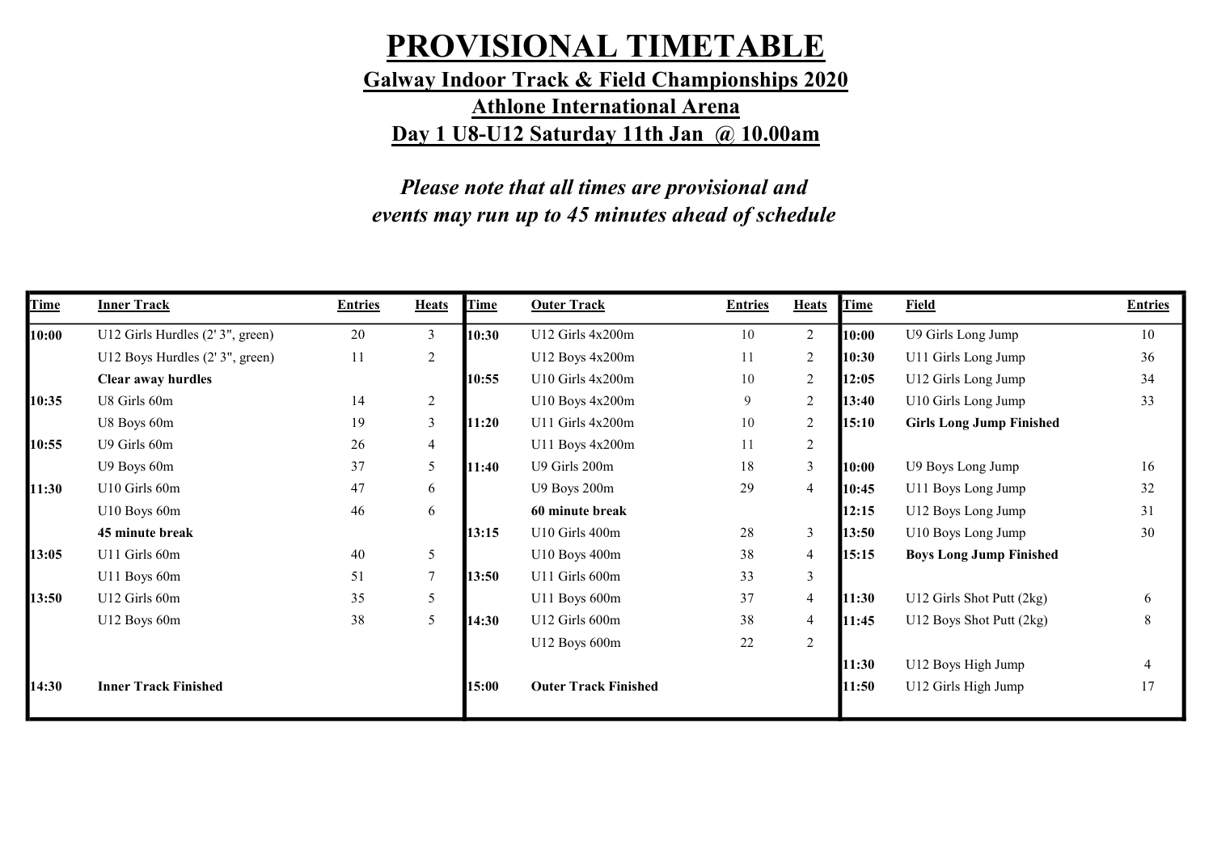# PROVISIONAL TIMETABLE

## Galway Indoor Track & Field Championships 2020

## Athlone International Arena

## Day 1 U8-U12 Saturday 11th Jan @ 10.00am

***Please note that all times are provisional and events may run up to 45 minutes ahead of schedule***

| Time | Inner Track | Entries | Heats | Time | Outer Track | Entries | Heats | Time | Field | Entries |
|---|---|---|---|---|---|---|---|---|---|---|
| **10:00** | U12 Girls Hurdles (2' 3", green) | 20 | 3 | **10:30** | U12 Girls 4x200m | 10 | 2 | **10:00** | U9 Girls Long Jump | 10 |
| | U12 Boys Hurdles (2' 3", green) | 11 | 2 | | U12 Boys 4x200m | 11 | 2 | **10:30** | U11 Girls Long Jump | 36 |
| | **Clear away hurdles** | | | **10:55** | U10 Girls 4x200m | 10 | 2 | **12:05** | U12 Girls Long Jump | 34 |
| **10:35** | U8 Girls 60m | 14 | 2 | | U10 Boys 4x200m | 9 | 2 | **13:40** | U10 Girls Long Jump | 33 |
| | U8 Boys 60m | 19 | 3 | **11:20** | U11 Girls 4x200m | 10 | 2 | **15:10** | **Girls Long Jump Finished** | |
| **10:55** | U9 Girls 60m | 26 | 4 | | U11 Boys 4x200m | 11 | 2 | | | |
| | U9 Boys 60m | 37 | 5 | **11:40** | U9 Girls 200m | 18 | 3 | **10:00** | U9 Boys Long Jump | 16 |
| **11:30** | U10 Girls 60m | 47 | 6 | | U9 Boys 200m | 29 | 4 | **10:45** | U11 Boys Long Jump | 32 |
| | U10 Boys 60m | 46 | 6 | | **60 minute break** | | | **12:15** | U12 Boys Long Jump | 31 |
| | **45 minute break** | | | **13:15** | U10 Girls 400m | 28 | 3 | **13:50** | U10 Boys Long Jump | 30 |
| **13:05** | U11 Girls 60m | 40 | 5 | | U10 Boys 400m | 38 | 4 | **15:15** | **Boys Long Jump Finished** | |
| | U11 Boys 60m | 51 | 7 | **13:50** | U11 Girls 600m | 33 | 3 | | | |
| **13:50** | U12 Girls 60m | 35 | 5 | | U11 Boys 600m | 37 | 4 | **11:30** | U12 Girls Shot Putt (2kg) | 6 |
| | U12 Boys 60m | 38 | 5 | **14:30** | U12 Girls 600m | 38 | 4 | **11:45** | U12 Boys Shot Putt (2kg) | 8 |
| | | | | | U12 Boys 600m | 22 | 2 | | | |
| | | | | | | | | **11:30** | U12 Boys High Jump | 4 |
| **14:30** | **Inner Track Finished** | | | **15:00** | **Outer Track Finished** | | | **11:50** | U12 Girls High Jump | 17 |